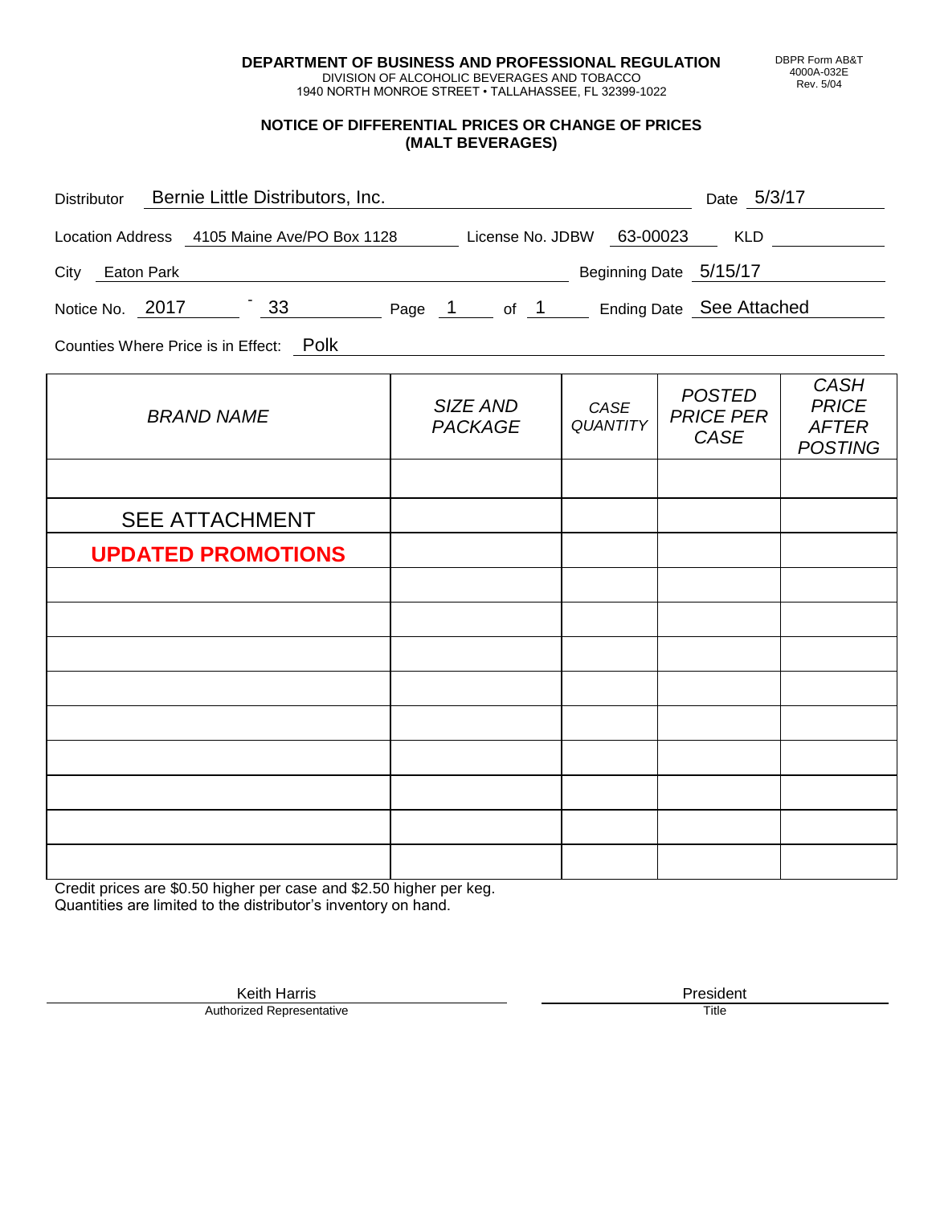**DEPARTMENT OF BUSINESS AND PROFESSIONAL REGULATION**
DIVISION OF ALCOHOLIC BEVERAGES AND TOBACCO
1940 NORTH MONROE STREET • TALLAHASSEE, FL 32399-1022

DBPR Form AB&T 4000A-032E Rev. 5/04

## NOTICE OF DIFFERENTIAL PRICES OR CHANGE OF PRICES (MALT BEVERAGES)

Distributor: Bernie Little Distributors, Inc. Date: 5/3/17

Location Address: 4105 Maine Ave/PO Box 1128 License No. JDBW 63-00023 KLD

City: Eaton Park Beginning Date: 5/15/17

Notice No. 2017 - 33 Page 1 of 1 Ending Date: See Attached

Counties Where Price is in Effect: Polk

| *BRAND NAME* | *SIZE AND PACKAGE* | *CASE QUANTITY* | *POSTED PRICE PER CASE* | *CASH PRICE AFTER POSTING* |
|---|---|---|---|---|
| | | | | |
| SEE ATTACHMENT | | | | |
| **UPDATED PROMOTIONS** | | | | |
| | | | | |
| | | | | |
| | | | | |
| | | | | |
| | | | | |
| | | | | |
| | | | | |
| | | | | |
| | | | | |

Credit prices are $0.50 higher per case and $2.50 higher per keg.
Quantities are limited to the distributor's inventory on hand.

Keith Harris
Authorized Representative

President
Title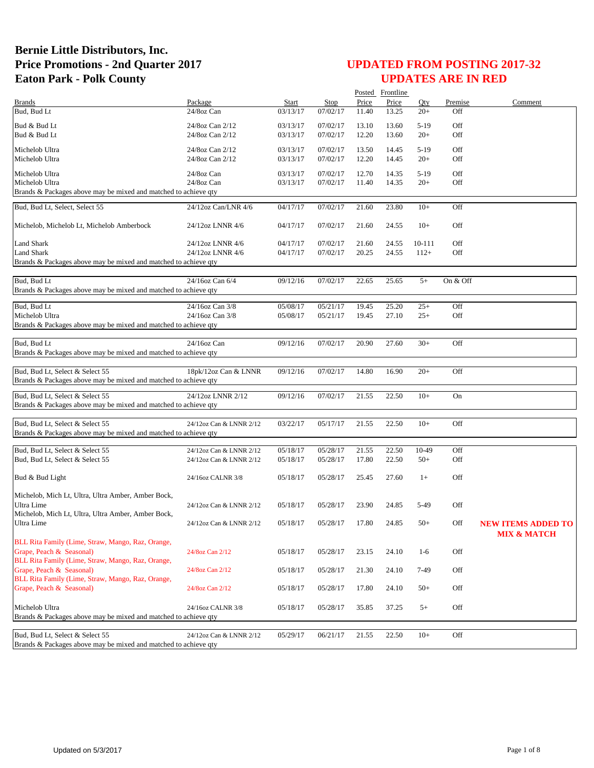# Bernie Little Distributors, Inc.
# Price Promotions - 2nd Quarter 2017
# Eaton Park - Polk County

## UPDATED FROM POSTING 2017-32
## UPDATES ARE IN RED

| Brands | Package | Start | Stop | Posted Price | Frontline Price | Qty | Premise | Comment |
|---|---|---|---|---|---|---|---|---|
| Bud, Bud Lt | 24/8oz Can | 03/13/17 | 07/02/17 | 11.40 | 13.25 | 20+ | Off | |
| Bud & Bud Lt | 24/8oz Can 2/12 | 03/13/17 | 07/02/17 | 13.10 | 13.60 | 5-19 | Off | |
| Bud & Bud Lt | 24/8oz Can 2/12 | 03/13/17 | 07/02/17 | 12.20 | 13.60 | 20+ | Off | |
| Michelob Ultra | 24/8oz Can 2/12 | 03/13/17 | 07/02/17 | 13.50 | 14.45 | 5-19 | Off | |
| Michelob Ultra | 24/8oz Can 2/12 | 03/13/17 | 07/02/17 | 12.20 | 14.45 | 20+ | Off | |
| Michelob Ultra | 24/8oz Can | 03/13/17 | 07/02/17 | 12.70 | 14.35 | 5-19 | Off | |
| Michelob Ultra | 24/8oz Can | 03/13/17 | 07/02/17 | 11.40 | 14.35 | 20+ | Off | |
| Brands & Packages above may be mixed and matched to achieve qty | | | | | | | | |
| Bud, Bud Lt, Select, Select 55 | 24/12oz Can/LNR 4/6 | 04/17/17 | 07/02/17 | 21.60 | 23.80 | 10+ | Off | |
| Michelob, Michelob Lt, Michelob Amberbock | 24/12oz LNNR 4/6 | 04/17/17 | 07/02/17 | 21.60 | 24.55 | 10+ | Off | |
| Land Shark | 24/12oz LNNR 4/6 | 04/17/17 | 07/02/17 | 21.60 | 24.55 | 10-111 | Off | |
| Land Shark | 24/12oz LNNR 4/6 | 04/17/17 | 07/02/17 | 20.25 | 24.55 | 112+ | Off | |
| Brands & Packages above may be mixed and matched to achieve qty | | | | | | | | |
| Bud, Bud Lt | 24/16oz Can 6/4 | 09/12/16 | 07/02/17 | 22.65 | 25.65 | 5+ | On & Off | |
| Brands & Packages above may be mixed and matched to achieve qty | | | | | | | | |
| Bud, Bud Lt | 24/16oz Can 3/8 | 05/08/17 | 05/21/17 | 19.45 | 25.20 | 25+ | Off | |
| Michelob Ultra | 24/16oz Can 3/8 | 05/08/17 | 05/21/17 | 19.45 | 27.10 | 25+ | Off | |
| Brands & Packages above may be mixed and matched to achieve qty | | | | | | | | |
| Bud, Bud Lt | 24/16oz Can | 09/12/16 | 07/02/17 | 20.90 | 27.60 | 30+ | Off | |
| Brands & Packages above may be mixed and matched to achieve qty | | | | | | | | |
| Bud, Bud Lt, Select & Select 55 | 18pk/12oz Can & LNNR | 09/12/16 | 07/02/17 | 14.80 | 16.90 | 20+ | Off | |
| Brands & Packages above may be mixed and matched to achieve qty | | | | | | | | |
| Bud, Bud Lt, Select & Select 55 | 24/12oz LNNR 2/12 | 09/12/16 | 07/02/17 | 21.55 | 22.50 | 10+ | On | |
| Brands & Packages above may be mixed and matched to achieve qty | | | | | | | | |
| Bud, Bud Lt, Select & Select 55 | 24/12oz Can & LNNR 2/12 | 03/22/17 | 05/17/17 | 21.55 | 22.50 | 10+ | Off | |
| Brands & Packages above may be mixed and matched to achieve qty | | | | | | | | |
| Bud, Bud Lt, Select & Select 55 | 24/12oz Can & LNNR 2/12 | 05/18/17 | 05/28/17 | 21.55 | 22.50 | 10-49 | Off | |
| Bud, Bud Lt, Select & Select 55 | 24/12oz Can & LNNR 2/12 | 05/18/17 | 05/28/17 | 17.80 | 22.50 | 50+ | Off | |
| Bud & Bud Light | 24/16oz CALNR 3/8 | 05/18/17 | 05/28/17 | 25.45 | 27.60 | 1+ | Off | |
| Michelob, Mich Lt, Ultra, Ultra Amber, Amber Bock, Ultra Lime | 24/12oz Can & LNNR 2/12 | 05/18/17 | 05/28/17 | 23.90 | 24.85 | 5-49 | Off | |
| Michelob, Mich Lt, Ultra, Ultra Amber, Amber Bock, Ultra Lime | 24/12oz Can & LNNR 2/12 | 05/18/17 | 05/28/17 | 17.80 | 24.85 | 50+ | Off | **NEW ITEMS ADDED TO MIX & MATCH** |
| BLL Rita Family (Lime, Straw, Mango, Raz, Orange, Grape, Peach & Seasonal) | 24/8oz Can 2/12 | 05/18/17 | 05/28/17 | 23.15 | 24.10 | 1-6 | Off | |
| BLL Rita Family (Lime, Straw, Mango, Raz, Orange, Grape, Peach & Seasonal) | 24/8oz Can 2/12 | 05/18/17 | 05/28/17 | 21.30 | 24.10 | 7-49 | Off | |
| BLL Rita Family (Lime, Straw, Mango, Raz, Orange, Grape, Peach & Seasonal) | 24/8oz Can 2/12 | 05/18/17 | 05/28/17 | 17.80 | 24.10 | 50+ | Off | |
| Michelob Ultra | 24/16oz CALNR 3/8 | 05/18/17 | 05/28/17 | 35.85 | 37.25 | 5+ | Off | |
| Brands & Packages above may be mixed and matched to achieve qty | | | | | | | | |
| Bud, Bud Lt, Select & Select 55 | 24/12oz Can & LNNR 2/12 | 05/29/17 | 06/21/17 | 21.55 | 22.50 | 10+ | Off | |
| Brands & Packages above may be mixed and matched to achieve qty | | | | | | | | |

Updated on 5/3/2017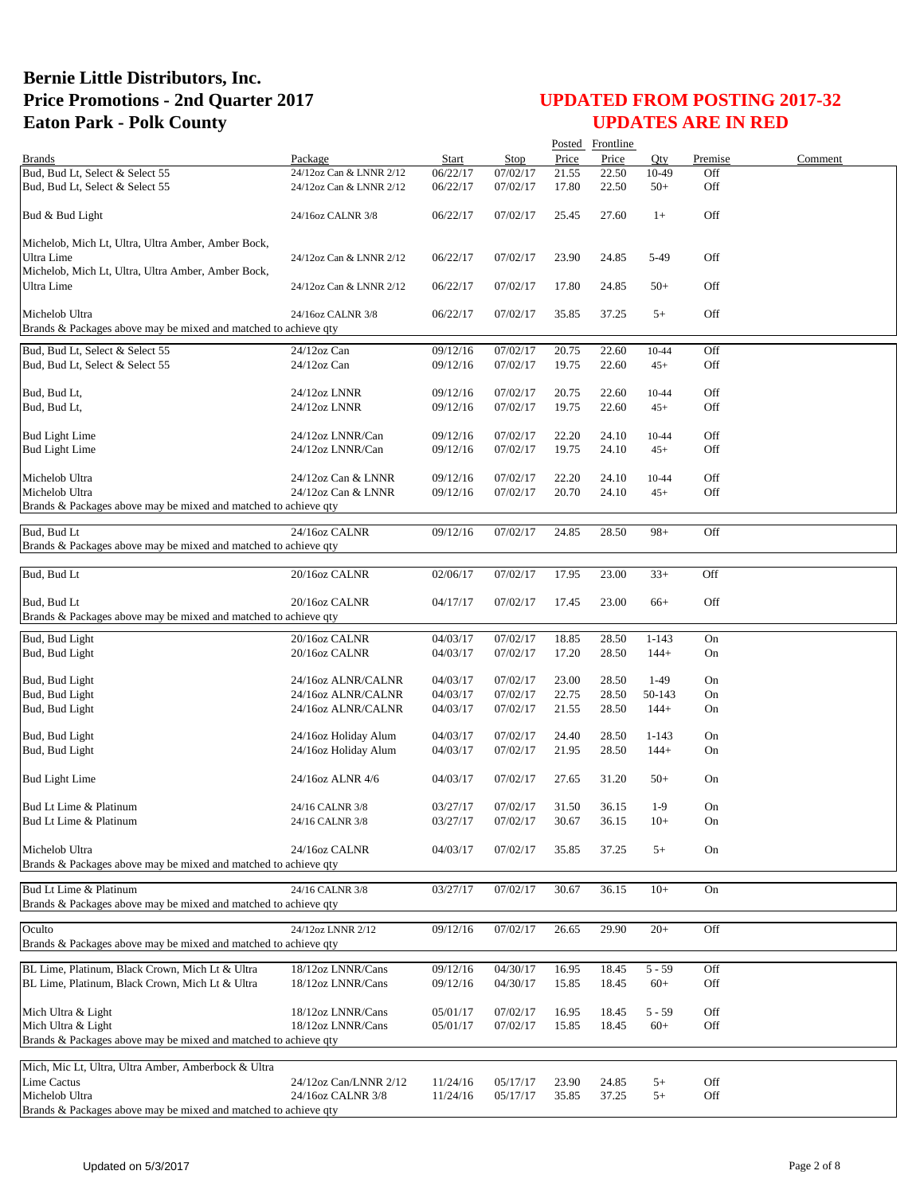# Bernie Little Distributors, Inc.
# Price Promotions - 2nd Quarter 2017
# Eaton Park - Polk County

## UPDATED FROM POSTING 2017-32
## UPDATES ARE IN RED

| Brands | Package | Start | Stop | Posted Price | Frontline Price | Qty | Premise | Comment |
|---|---|---|---|---|---|---|---|---|
| Bud, Bud Lt, Select & Select 55 | 24/12oz Can & LNNR 2/12 | 06/22/17 | 07/02/17 | 21.55 | 22.50 | 10-49 | Off | |
| Bud, Bud Lt, Select & Select 55 | 24/12oz Can & LNNR 2/12 | 06/22/17 | 07/02/17 | 17.80 | 22.50 | 50+ | Off | |
| Bud & Bud Light | 24/16oz CALNR 3/8 | 06/22/17 | 07/02/17 | 25.45 | 27.60 | 1+ | Off | |
| Michelob, Mich Lt, Ultra, Ultra Amber, Amber Bock, Ultra Lime | 24/12oz Can & LNNR 2/12 | 06/22/17 | 07/02/17 | 23.90 | 24.85 | 5-49 | Off | |
| Michelob, Mich Lt, Ultra, Ultra Amber, Amber Bock, Ultra Lime | 24/12oz Can & LNNR 2/12 | 06/22/17 | 07/02/17 | 17.80 | 24.85 | 50+ | Off | |
| Michelob Ultra | 24/16oz CALNR 3/8 | 06/22/17 | 07/02/17 | 35.85 | 37.25 | 5+ | Off | |
| Brands & Packages above may be mixed and matched to achieve qty | | | | | | | | |
| Bud, Bud Lt, Select & Select 55 | 24/12oz Can | 09/12/16 | 07/02/17 | 20.75 | 22.60 | 10-44 | Off | |
| Bud, Bud Lt, Select & Select 55 | 24/12oz Can | 09/12/16 | 07/02/17 | 19.75 | 22.60 | 45+ | Off | |
| Bud, Bud Lt, | 24/12oz LNNR | 09/12/16 | 07/02/17 | 20.75 | 22.60 | 10-44 | Off | |
| Bud, Bud Lt, | 24/12oz LNNR | 09/12/16 | 07/02/17 | 19.75 | 22.60 | 45+ | Off | |
| Bud Light Lime | 24/12oz LNNR/Can | 09/12/16 | 07/02/17 | 22.20 | 24.10 | 10-44 | Off | |
| Bud Light Lime | 24/12oz LNNR/Can | 09/12/16 | 07/02/17 | 19.75 | 24.10 | 45+ | Off | |
| Michelob Ultra | 24/12oz Can & LNNR | 09/12/16 | 07/02/17 | 22.20 | 24.10 | 10-44 | Off | |
| Michelob Ultra | 24/12oz Can & LNNR | 09/12/16 | 07/02/17 | 20.70 | 24.10 | 45+ | Off | |
| Brands & Packages above may be mixed and matched to achieve qty | | | | | | | | |
| Bud, Bud Lt | 24/16oz CALNR | 09/12/16 | 07/02/17 | 24.85 | 28.50 | 98+ | Off | |
| Brands & Packages above may be mixed and matched to achieve qty | | | | | | | | |
| Bud, Bud Lt | 20/16oz CALNR | 02/06/17 | 07/02/17 | 17.95 | 23.00 | 33+ | Off | |
| Bud, Bud Lt | 20/16oz CALNR | 04/17/17 | 07/02/17 | 17.45 | 23.00 | 66+ | Off | |
| Brands & Packages above may be mixed and matched to achieve qty | | | | | | | | |
| Bud, Bud Light | 20/16oz CALNR | 04/03/17 | 07/02/17 | 18.85 | 28.50 | 1-143 | On | |
| Bud, Bud Light | 20/16oz CALNR | 04/03/17 | 07/02/17 | 17.20 | 28.50 | 144+ | On | |
| Bud, Bud Light | 24/16oz ALNR/CALNR | 04/03/17 | 07/02/17 | 23.00 | 28.50 | 1-49 | On | |
| Bud, Bud Light | 24/16oz ALNR/CALNR | 04/03/17 | 07/02/17 | 22.75 | 28.50 | 50-143 | On | |
| Bud, Bud Light | 24/16oz ALNR/CALNR | 04/03/17 | 07/02/17 | 21.55 | 28.50 | 144+ | On | |
| Bud, Bud Light | 24/16oz Holiday Alum | 04/03/17 | 07/02/17 | 24.40 | 28.50 | 1-143 | On | |
| Bud, Bud Light | 24/16oz Holiday Alum | 04/03/17 | 07/02/17 | 21.95 | 28.50 | 144+ | On | |
| Bud Light Lime | 24/16oz ALNR 4/6 | 04/03/17 | 07/02/17 | 27.65 | 31.20 | 50+ | On | |
| Bud Lt Lime & Platinum | 24/16 CALNR 3/8 | 03/27/17 | 07/02/17 | 31.50 | 36.15 | 1-9 | On | |
| Bud Lt Lime & Platinum | 24/16 CALNR 3/8 | 03/27/17 | 07/02/17 | 30.67 | 36.15 | 10+ | On | |
| Michelob Ultra | 24/16oz CALNR | 04/03/17 | 07/02/17 | 35.85 | 37.25 | 5+ | On | |
| Brands & Packages above may be mixed and matched to achieve qty | | | | | | | | |
| Bud Lt Lime & Platinum | 24/16 CALNR 3/8 | 03/27/17 | 07/02/17 | 30.67 | 36.15 | 10+ | On | |
| Brands & Packages above may be mixed and matched to achieve qty | | | | | | | | |
| Oculto | 24/12oz LNNR 2/12 | 09/12/16 | 07/02/17 | 26.65 | 29.90 | 20+ | Off | |
| Brands & Packages above may be mixed and matched to achieve qty | | | | | | | | |
| BL Lime, Platinum, Black Crown, Mich Lt & Ultra | 18/12oz LNNR/Cans | 09/12/16 | 04/30/17 | 16.95 | 18.45 | 5 - 59 | Off | |
| BL Lime, Platinum, Black Crown, Mich Lt & Ultra | 18/12oz LNNR/Cans | 09/12/16 | 04/30/17 | 15.85 | 18.45 | 60+ | Off | |
| Mich Ultra & Light | 18/12oz LNNR/Cans | 05/01/17 | 07/02/17 | 16.95 | 18.45 | 5 - 59 | Off | |
| Mich Ultra & Light | 18/12oz LNNR/Cans | 05/01/17 | 07/02/17 | 15.85 | 18.45 | 60+ | Off | |
| Brands & Packages above may be mixed and matched to achieve qty | | | | | | | | |
| Mich, Mic Lt, Ultra, Ultra Amber, Amberbock & Ultra Lime Cactus | 24/12oz Can/LNNR 2/12 | 11/24/16 | 05/17/17 | 23.90 | 24.85 | 5+ | Off | |
| Michelob Ultra | 24/16oz CALNR 3/8 | 11/24/16 | 05/17/17 | 35.85 | 37.25 | 5+ | Off | |
| Brands & Packages above may be mixed and matched to achieve qty | | | | | | | | |

Updated on 5/3/2017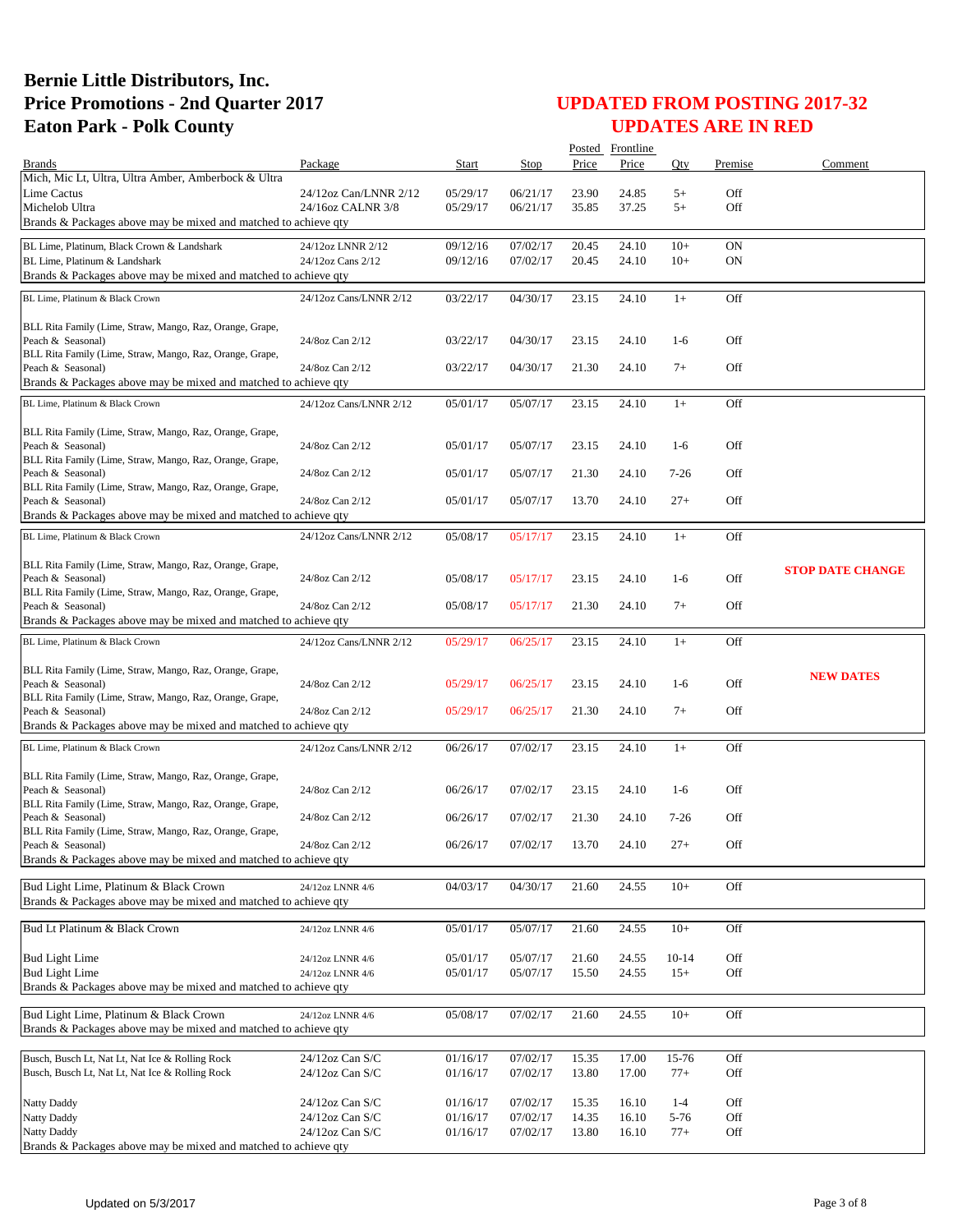# Bernie Little Distributors, Inc.
# Price Promotions - 2nd Quarter 2017
# Eaton Park - Polk County

## UPDATED FROM POSTING 2017-32
## UPDATES ARE IN RED

| Brands | Package | Start | Stop | Posted Price | Frontline Price | Qty | Premise | Comment |
|---|---|---|---|---|---|---|---|---|
| Mich, Mic Lt, Ultra, Ultra Amber, Amberbock & Ultra Lime Cactus | 24/12oz Can/LNNR 2/12 | 05/29/17 | 06/21/17 | 23.90 | 24.85 | 5+ | Off | |
| Michelob Ultra | 24/16oz CALNR 3/8 | 05/29/17 | 06/21/17 | 35.85 | 37.25 | 5+ | Off | |
| Brands & Packages above may be mixed and matched to achieve qty | | | | | | | | |
| BL Lime, Platinum, Black Crown & Landshark | 24/12oz LNNR 2/12 | 09/12/16 | 07/02/17 | 20.45 | 24.10 | 10+ | ON | |
| BL Lime, Platinum & Landshark | 24/12oz Cans 2/12 | 09/12/16 | 07/02/17 | 20.45 | 24.10 | 10+ | ON | |
| Brands & Packages above may be mixed and matched to achieve qty | | | | | | | | |
| BL Lime, Platinum & Black Crown | 24/12oz Cans/LNNR 2/12 | 03/22/17 | 04/30/17 | 23.15 | 24.10 | 1+ | Off | |
| BLL Rita Family (Lime, Straw, Mango, Raz, Orange, Grape, Peach & Seasonal) | 24/8oz Can 2/12 | 03/22/17 | 04/30/17 | 23.15 | 24.10 | 1-6 | Off | |
| BLL Rita Family (Lime, Straw, Mango, Raz, Orange, Grape, Peach & Seasonal) | 24/8oz Can 2/12 | 03/22/17 | 04/30/17 | 21.30 | 24.10 | 7+ | Off | |
| Brands & Packages above may be mixed and matched to achieve qty | | | | | | | | |
| BL Lime, Platinum & Black Crown | 24/12oz Cans/LNNR 2/12 | 05/01/17 | 05/07/17 | 23.15 | 24.10 | 1+ | Off | |
| BLL Rita Family (Lime, Straw, Mango, Raz, Orange, Grape, Peach & Seasonal) | 24/8oz Can 2/12 | 05/01/17 | 05/07/17 | 23.15 | 24.10 | 1-6 | Off | |
| BLL Rita Family (Lime, Straw, Mango, Raz, Orange, Grape, Peach & Seasonal) | 24/8oz Can 2/12 | 05/01/17 | 05/07/17 | 21.30 | 24.10 | 7-26 | Off | |
| BLL Rita Family (Lime, Straw, Mango, Raz, Orange, Grape, Peach & Seasonal) | 24/8oz Can 2/12 | 05/01/17 | 05/07/17 | 13.70 | 24.10 | 27+ | Off | |
| Brands & Packages above may be mixed and matched to achieve qty | | | | | | | | |
| BL Lime, Platinum & Black Crown | 24/12oz Cans/LNNR 2/12 | 05/08/17 | 05/17/17 | 23.15 | 24.10 | 1+ | Off | |
| BLL Rita Family (Lime, Straw, Mango, Raz, Orange, Grape, Peach & Seasonal) | 24/8oz Can 2/12 | 05/08/17 | 05/17/17 | 23.15 | 24.10 | 1-6 | Off | **STOP DATE CHANGE** |
| BLL Rita Family (Lime, Straw, Mango, Raz, Orange, Grape, Peach & Seasonal) | 24/8oz Can 2/12 | 05/08/17 | 05/17/17 | 21.30 | 24.10 | 7+ | Off | |
| Brands & Packages above may be mixed and matched to achieve qty | | | | | | | | |
| BL Lime, Platinum & Black Crown | 24/12oz Cans/LNNR 2/12 | 05/29/17 | 06/25/17 | 23.15 | 24.10 | 1+ | Off | |
| BLL Rita Family (Lime, Straw, Mango, Raz, Orange, Grape, Peach & Seasonal) | 24/8oz Can 2/12 | 05/29/17 | 06/25/17 | 23.15 | 24.10 | 1-6 | Off | **NEW DATES** |
| BLL Rita Family (Lime, Straw, Mango, Raz, Orange, Grape, Peach & Seasonal) | 24/8oz Can 2/12 | 05/29/17 | 06/25/17 | 21.30 | 24.10 | 7+ | Off | |
| Brands & Packages above may be mixed and matched to achieve qty | | | | | | | | |
| BL Lime, Platinum & Black Crown | 24/12oz Cans/LNNR 2/12 | 06/26/17 | 07/02/17 | 23.15 | 24.10 | 1+ | Off | |
| BLL Rita Family (Lime, Straw, Mango, Raz, Orange, Grape, Peach & Seasonal) | 24/8oz Can 2/12 | 06/26/17 | 07/02/17 | 23.15 | 24.10 | 1-6 | Off | |
| BLL Rita Family (Lime, Straw, Mango, Raz, Orange, Grape, Peach & Seasonal) | 24/8oz Can 2/12 | 06/26/17 | 07/02/17 | 21.30 | 24.10 | 7-26 | Off | |
| BLL Rita Family (Lime, Straw, Mango, Raz, Orange, Grape, Peach & Seasonal) | 24/8oz Can 2/12 | 06/26/17 | 07/02/17 | 13.70 | 24.10 | 27+ | Off | |
| Brands & Packages above may be mixed and matched to achieve qty | | | | | | | | |
| Bud Light Lime, Platinum & Black Crown | 24/12oz LNNR 4/6 | 04/03/17 | 04/30/17 | 21.60 | 24.55 | 10+ | Off | |
| Brands & Packages above may be mixed and matched to achieve qty | | | | | | | | |
| Bud Lt Platinum & Black Crown | 24/12oz LNNR 4/6 | 05/01/17 | 05/07/17 | 21.60 | 24.55 | 10+ | Off | |
| Bud Light Lime | 24/12oz LNNR 4/6 | 05/01/17 | 05/07/17 | 21.60 | 24.55 | 10-14 | Off | |
| Bud Light Lime | 24/12oz LNNR 4/6 | 05/01/17 | 05/07/17 | 15.50 | 24.55 | 15+ | Off | |
| Brands & Packages above may be mixed and matched to achieve qty | | | | | | | | |
| Bud Light Lime, Platinum & Black Crown | 24/12oz LNNR 4/6 | 05/08/17 | 07/02/17 | 21.60 | 24.55 | 10+ | Off | |
| Brands & Packages above may be mixed and matched to achieve qty | | | | | | | | |
| Busch, Busch Lt, Nat Lt, Nat Ice & Rolling Rock | 24/12oz Can S/C | 01/16/17 | 07/02/17 | 15.35 | 17.00 | 15-76 | Off | |
| Busch, Busch Lt, Nat Lt, Nat Ice & Rolling Rock | 24/12oz Can S/C | 01/16/17 | 07/02/17 | 13.80 | 17.00 | 77+ | Off | |
| Natty Daddy | 24/12oz Can S/C | 01/16/17 | 07/02/17 | 15.35 | 16.10 | 1-4 | Off | |
| Natty Daddy | 24/12oz Can S/C | 01/16/17 | 07/02/17 | 14.35 | 16.10 | 5-76 | Off | |
| Natty Daddy | 24/12oz Can S/C | 01/16/17 | 07/02/17 | 13.80 | 16.10 | 77+ | Off | |
| Brands & Packages above may be mixed and matched to achieve qty | | | | | | | | |

Updated on 5/3/2017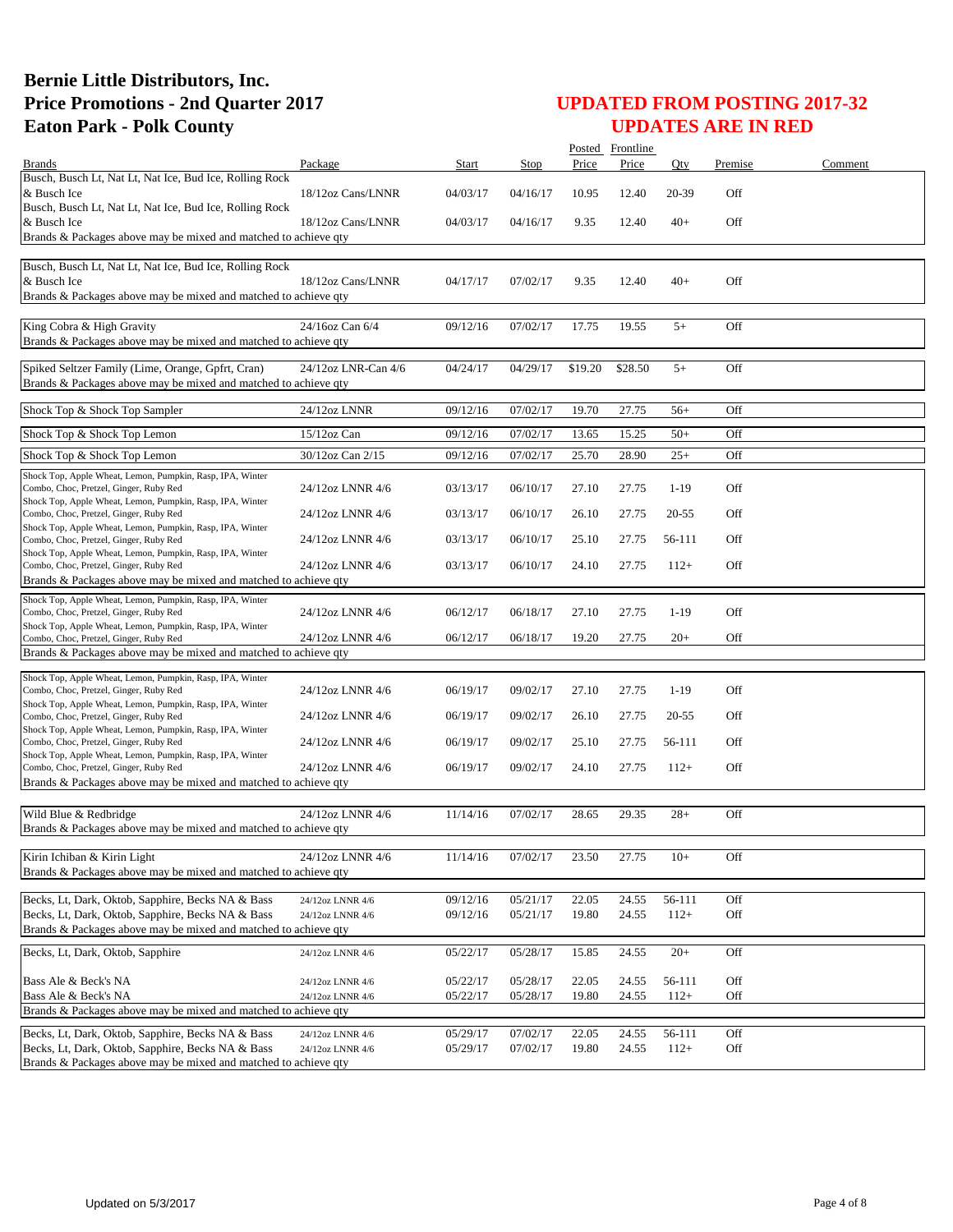# Bernie Little Distributors, Inc.
# Price Promotions - 2nd Quarter 2017
# Eaton Park - Polk County

## UPDATED FROM POSTING 2017-32
## UPDATES ARE IN RED

| Brands | Package | Start | Stop | Posted Price | Frontline Price | Qty | Premise | Comment |
|---|---|---|---|---|---|---|---|---|
| Busch, Busch Lt, Nat Lt, Nat Ice, Bud Ice, Rolling Rock & Busch Ice | 18/12oz Cans/LNNR | 04/03/17 | 04/16/17 | 10.95 | 12.40 | 20-39 | Off | |
| Busch, Busch Lt, Nat Lt, Nat Ice, Bud Ice, Rolling Rock & Busch Ice | 18/12oz Cans/LNNR | 04/03/17 | 04/16/17 | 9.35 | 12.40 | 40+ | Off | |
| Brands & Packages above may be mixed and matched to achieve qty | | | | | | | | |
| Busch, Busch Lt, Nat Lt, Nat Ice, Bud Ice, Rolling Rock & Busch Ice | 18/12oz Cans/LNNR | 04/17/17 | 07/02/17 | 9.35 | 12.40 | 40+ | Off | |
| Brands & Packages above may be mixed and matched to achieve qty | | | | | | | | |
| King Cobra & High Gravity | 24/16oz Can 6/4 | 09/12/16 | 07/02/17 | 17.75 | 19.55 | 5+ | Off | |
| Brands & Packages above may be mixed and matched to achieve qty | | | | | | | | |
| Spiked Seltzer Family (Lime, Orange, Gpfrt, Cran) | 24/12oz LNR-Can 4/6 | 04/24/17 | 04/29/17 | $19.20 | $28.50 | 5+ | Off | |
| Brands & Packages above may be mixed and matched to achieve qty | | | | | | | | |
| Shock Top & Shock Top Sampler | 24/12oz LNNR | 09/12/16 | 07/02/17 | 19.70 | 27.75 | 56+ | Off | |
| Shock Top & Shock Top Lemon | 15/12oz Can | 09/12/16 | 07/02/17 | 13.65 | 15.25 | 50+ | Off | |
| Shock Top & Shock Top Lemon | 30/12oz Can 2/15 | 09/12/16 | 07/02/17 | 25.70 | 28.90 | 25+ | Off | |
| Shock Top, Apple Wheat, Lemon, Pumpkin, Rasp, IPA, Winter Combo, Choc, Pretzel, Ginger, Ruby Red | 24/12oz LNNR 4/6 | 03/13/17 | 06/10/17 | 27.10 | 27.75 | 1-19 | Off | |
| Shock Top, Apple Wheat, Lemon, Pumpkin, Rasp, IPA, Winter Combo, Choc, Pretzel, Ginger, Ruby Red | 24/12oz LNNR 4/6 | 03/13/17 | 06/10/17 | 26.10 | 27.75 | 20-55 | Off | |
| Shock Top, Apple Wheat, Lemon, Pumpkin, Rasp, IPA, Winter Combo, Choc, Pretzel, Ginger, Ruby Red | 24/12oz LNNR 4/6 | 03/13/17 | 06/10/17 | 25.10 | 27.75 | 56-111 | Off | |
| Shock Top, Apple Wheat, Lemon, Pumpkin, Rasp, IPA, Winter Combo, Choc, Pretzel, Ginger, Ruby Red | 24/12oz LNNR 4/6 | 03/13/17 | 06/10/17 | 24.10 | 27.75 | 112+ | Off | |
| Brands & Packages above may be mixed and matched to achieve qty | | | | | | | | |
| Shock Top, Apple Wheat, Lemon, Pumpkin, Rasp, IPA, Winter Combo, Choc, Pretzel, Ginger, Ruby Red | 24/12oz LNNR 4/6 | 06/12/17 | 06/18/17 | 27.10 | 27.75 | 1-19 | Off | |
| Shock Top, Apple Wheat, Lemon, Pumpkin, Rasp, IPA, Winter Combo, Choc, Pretzel, Ginger, Ruby Red | 24/12oz LNNR 4/6 | 06/12/17 | 06/18/17 | 19.20 | 27.75 | 20+ | Off | |
| Brands & Packages above may be mixed and matched to achieve qty | | | | | | | | |
| Shock Top, Apple Wheat, Lemon, Pumpkin, Rasp, IPA, Winter Combo, Choc, Pretzel, Ginger, Ruby Red | 24/12oz LNNR 4/6 | 06/19/17 | 09/02/17 | 27.10 | 27.75 | 1-19 | Off | |
| Shock Top, Apple Wheat, Lemon, Pumpkin, Rasp, IPA, Winter Combo, Choc, Pretzel, Ginger, Ruby Red | 24/12oz LNNR 4/6 | 06/19/17 | 09/02/17 | 26.10 | 27.75 | 20-55 | Off | |
| Shock Top, Apple Wheat, Lemon, Pumpkin, Rasp, IPA, Winter Combo, Choc, Pretzel, Ginger, Ruby Red | 24/12oz LNNR 4/6 | 06/19/17 | 09/02/17 | 25.10 | 27.75 | 56-111 | Off | |
| Shock Top, Apple Wheat, Lemon, Pumpkin, Rasp, IPA, Winter Combo, Choc, Pretzel, Ginger, Ruby Red | 24/12oz LNNR 4/6 | 06/19/17 | 09/02/17 | 24.10 | 27.75 | 112+ | Off | |
| Brands & Packages above may be mixed and matched to achieve qty | | | | | | | | |
| Wild Blue & Redbridge | 24/12oz LNNR 4/6 | 11/14/16 | 07/02/17 | 28.65 | 29.35 | 28+ | Off | |
| Brands & Packages above may be mixed and matched to achieve qty | | | | | | | | |
| Kirin Ichiban & Kirin Light | 24/12oz LNNR 4/6 | 11/14/16 | 07/02/17 | 23.50 | 27.75 | 10+ | Off | |
| Brands & Packages above may be mixed and matched to achieve qty | | | | | | | | |
| Becks, Lt, Dark, Oktob, Sapphire, Becks NA & Bass | 24/12oz LNNR 4/6 | 09/12/16 | 05/21/17 | 22.05 | 24.55 | 56-111 | Off | |
| Becks, Lt, Dark, Oktob, Sapphire, Becks NA & Bass | 24/12oz LNNR 4/6 | 09/12/16 | 05/21/17 | 19.80 | 24.55 | 112+ | Off | |
| Brands & Packages above may be mixed and matched to achieve qty | | | | | | | | |
| Becks, Lt, Dark, Oktob, Sapphire | 24/12oz LNNR 4/6 | 05/22/17 | 05/28/17 | 15.85 | 24.55 | 20+ | Off | |
| Bass Ale & Beck's NA | 24/12oz LNNR 4/6 | 05/22/17 | 05/28/17 | 22.05 | 24.55 | 56-111 | Off | |
| Bass Ale & Beck's NA | 24/12oz LNNR 4/6 | 05/22/17 | 05/28/17 | 19.80 | 24.55 | 112+ | Off | |
| Brands & Packages above may be mixed and matched to achieve qty | | | | | | | | |
| Becks, Lt, Dark, Oktob, Sapphire, Becks NA & Bass | 24/12oz LNNR 4/6 | 05/29/17 | 07/02/17 | 22.05 | 24.55 | 56-111 | Off | |
| Becks, Lt, Dark, Oktob, Sapphire, Becks NA & Bass | 24/12oz LNNR 4/6 | 05/29/17 | 07/02/17 | 19.80 | 24.55 | 112+ | Off | |
| Brands & Packages above may be mixed and matched to achieve qty | | | | | | | | |

Updated on 5/3/2017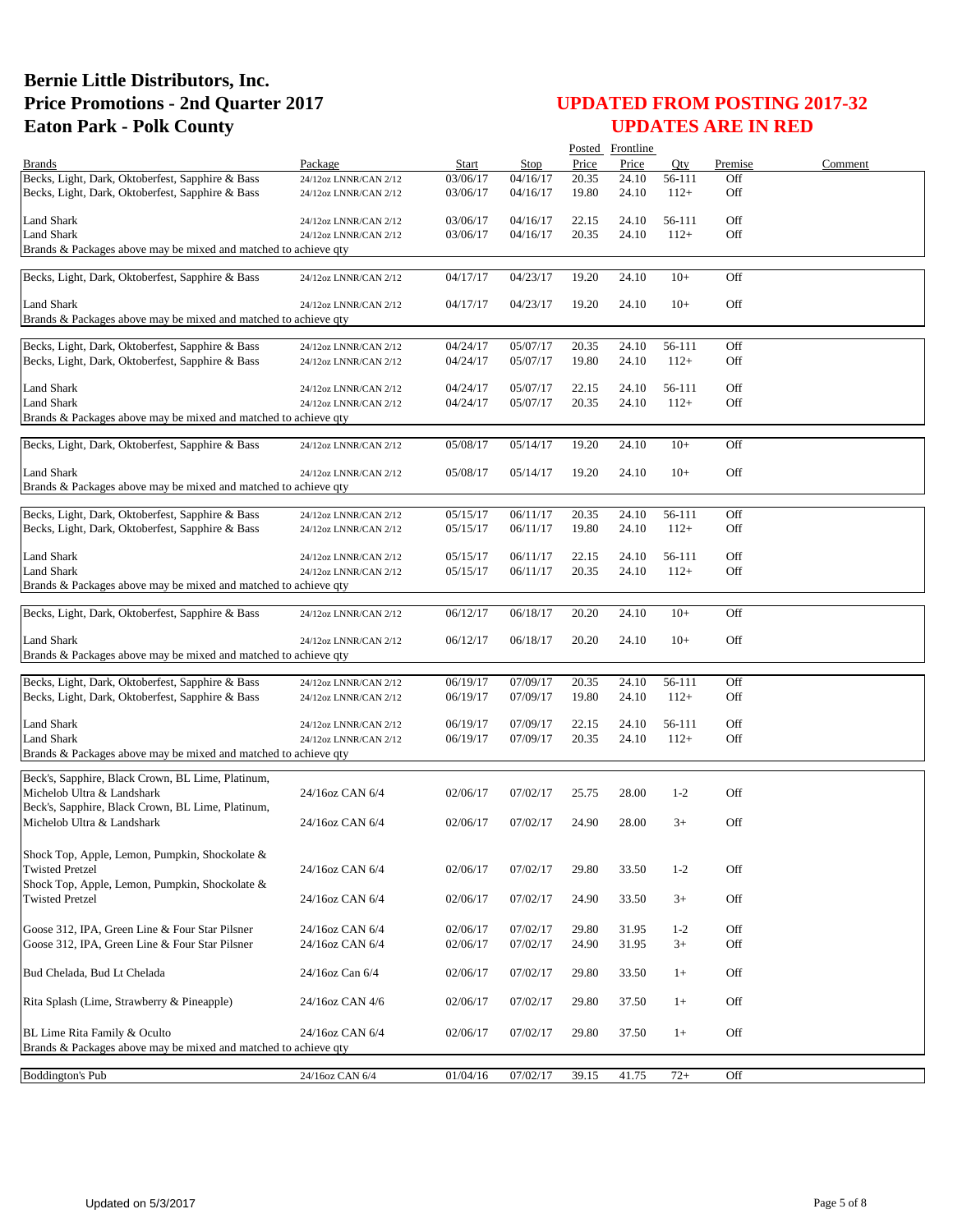# Bernie Little Distributors, Inc.
# Price Promotions - 2nd Quarter 2017
# Eaton Park - Polk County

## UPDATED FROM POSTING 2017-32
## UPDATES ARE IN RED

| Brands | Package | Start | Stop | Posted Price | Frontline Price | Qty | Premise | Comment |
|---|---|---|---|---|---|---|---|---|
| Becks, Light, Dark, Oktoberfest, Sapphire & Bass | 24/12oz LNNR/CAN 2/12 | 03/06/17 | 04/16/17 | 20.35 | 24.10 | 56-111 | Off | |
| Becks, Light, Dark, Oktoberfest, Sapphire & Bass | 24/12oz LNNR/CAN 2/12 | 03/06/17 | 04/16/17 | 19.80 | 24.10 | 112+ | Off | |
| Land Shark | 24/12oz LNNR/CAN 2/12 | 03/06/17 | 04/16/17 | 22.15 | 24.10 | 56-111 | Off | |
| Land Shark | 24/12oz LNNR/CAN 2/12 | 03/06/17 | 04/16/17 | 20.35 | 24.10 | 112+ | Off | |
| Brands & Packages above may be mixed and matched to achieve qty | | | | | | | | |
| Becks, Light, Dark, Oktoberfest, Sapphire & Bass | 24/12oz LNNR/CAN 2/12 | 04/17/17 | 04/23/17 | 19.20 | 24.10 | 10+ | Off | |
| Land Shark | 24/12oz LNNR/CAN 2/12 | 04/17/17 | 04/23/17 | 19.20 | 24.10 | 10+ | Off | |
| Brands & Packages above may be mixed and matched to achieve qty | | | | | | | | |
| Becks, Light, Dark, Oktoberfest, Sapphire & Bass | 24/12oz LNNR/CAN 2/12 | 04/24/17 | 05/07/17 | 20.35 | 24.10 | 56-111 | Off | |
| Becks, Light, Dark, Oktoberfest, Sapphire & Bass | 24/12oz LNNR/CAN 2/12 | 04/24/17 | 05/07/17 | 19.80 | 24.10 | 112+ | Off | |
| Land Shark | 24/12oz LNNR/CAN 2/12 | 04/24/17 | 05/07/17 | 22.15 | 24.10 | 56-111 | Off | |
| Land Shark | 24/12oz LNNR/CAN 2/12 | 04/24/17 | 05/07/17 | 20.35 | 24.10 | 112+ | Off | |
| Brands & Packages above may be mixed and matched to achieve qty | | | | | | | | |
| Becks, Light, Dark, Oktoberfest, Sapphire & Bass | 24/12oz LNNR/CAN 2/12 | 05/08/17 | 05/14/17 | 19.20 | 24.10 | 10+ | Off | |
| Land Shark | 24/12oz LNNR/CAN 2/12 | 05/08/17 | 05/14/17 | 19.20 | 24.10 | 10+ | Off | |
| Brands & Packages above may be mixed and matched to achieve qty | | | | | | | | |
| Becks, Light, Dark, Oktoberfest, Sapphire & Bass | 24/12oz LNNR/CAN 2/12 | 05/15/17 | 06/11/17 | 20.35 | 24.10 | 56-111 | Off | |
| Becks, Light, Dark, Oktoberfest, Sapphire & Bass | 24/12oz LNNR/CAN 2/12 | 05/15/17 | 06/11/17 | 19.80 | 24.10 | 112+ | Off | |
| Land Shark | 24/12oz LNNR/CAN 2/12 | 05/15/17 | 06/11/17 | 22.15 | 24.10 | 56-111 | Off | |
| Land Shark | 24/12oz LNNR/CAN 2/12 | 05/15/17 | 06/11/17 | 20.35 | 24.10 | 112+ | Off | |
| Brands & Packages above may be mixed and matched to achieve qty | | | | | | | | |
| Becks, Light, Dark, Oktoberfest, Sapphire & Bass | 24/12oz LNNR/CAN 2/12 | 06/12/17 | 06/18/17 | 20.20 | 24.10 | 10+ | Off | |
| Land Shark | 24/12oz LNNR/CAN 2/12 | 06/12/17 | 06/18/17 | 20.20 | 24.10 | 10+ | Off | |
| Brands & Packages above may be mixed and matched to achieve qty | | | | | | | | |
| Becks, Light, Dark, Oktoberfest, Sapphire & Bass | 24/12oz LNNR/CAN 2/12 | 06/19/17 | 07/09/17 | 20.35 | 24.10 | 56-111 | Off | |
| Becks, Light, Dark, Oktoberfest, Sapphire & Bass | 24/12oz LNNR/CAN 2/12 | 06/19/17 | 07/09/17 | 19.80 | 24.10 | 112+ | Off | |
| Land Shark | 24/12oz LNNR/CAN 2/12 | 06/19/17 | 07/09/17 | 22.15 | 24.10 | 56-111 | Off | |
| Land Shark | 24/12oz LNNR/CAN 2/12 | 06/19/17 | 07/09/17 | 20.35 | 24.10 | 112+ | Off | |
| Brands & Packages above may be mixed and matched to achieve qty | | | | | | | | |
| Beck's, Sapphire, Black Crown, BL Lime, Platinum, Michelob Ultra & Landshark | 24/16oz CAN 6/4 | 02/06/17 | 07/02/17 | 25.75 | 28.00 | 1-2 | Off | |
| Beck's, Sapphire, Black Crown, BL Lime, Platinum, Michelob Ultra & Landshark | 24/16oz CAN 6/4 | 02/06/17 | 07/02/17 | 24.90 | 28.00 | 3+ | Off | |
| Shock Top, Apple, Lemon, Pumpkin, Shockolate & Twisted Pretzel | 24/16oz CAN 6/4 | 02/06/17 | 07/02/17 | 29.80 | 33.50 | 1-2 | Off | |
| Shock Top, Apple, Lemon, Pumpkin, Shockolate & Twisted Pretzel | 24/16oz CAN 6/4 | 02/06/17 | 07/02/17 | 24.90 | 33.50 | 3+ | Off | |
| Goose 312, IPA, Green Line & Four Star Pilsner | 24/16oz CAN 6/4 | 02/06/17 | 07/02/17 | 29.80 | 31.95 | 1-2 | Off | |
| Goose 312, IPA, Green Line & Four Star Pilsner | 24/16oz CAN 6/4 | 02/06/17 | 07/02/17 | 24.90 | 31.95 | 3+ | Off | |
| Bud Chelada, Bud Lt Chelada | 24/16oz Can 6/4 | 02/06/17 | 07/02/17 | 29.80 | 33.50 | 1+ | Off | |
| Rita Splash (Lime, Strawberry & Pineapple) | 24/16oz CAN 4/6 | 02/06/17 | 07/02/17 | 29.80 | 37.50 | 1+ | Off | |
| BL Lime Rita Family & Oculto | 24/16oz CAN 6/4 | 02/06/17 | 07/02/17 | 29.80 | 37.50 | 1+ | Off | |
| Brands & Packages above may be mixed and matched to achieve qty | | | | | | | | |
| Boddington's Pub | 24/16oz CAN 6/4 | 01/04/16 | 07/02/17 | 39.15 | 41.75 | 72+ | Off | |

Updated on 5/3/2017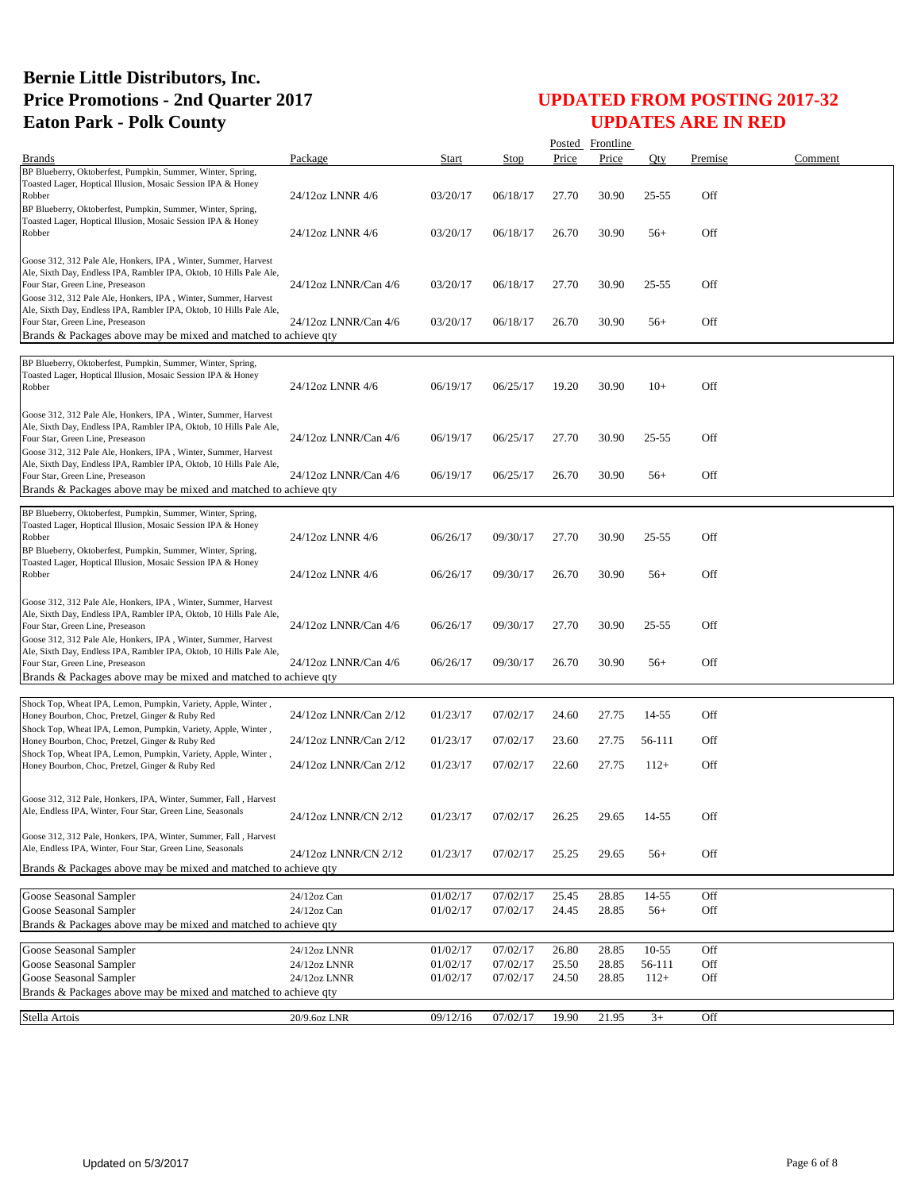# Bernie Little Distributors, Inc.
# Price Promotions - 2nd Quarter 2017
# Eaton Park - Polk County

## UPDATED FROM POSTING 2017-32
## UPDATES ARE IN RED

| Brands | Package | Start | Stop | Posted Price | Frontline Price | Qty | Premise | Comment |
|---|---|---|---|---|---|---|---|---|
| BP Blueberry, Oktoberfest, Pumpkin, Summer, Winter, Spring, Toasted Lager, Hoptical Illusion, Mosaic Session IPA & Honey Robber | 24/12oz LNNR 4/6 | 03/20/17 | 06/18/17 | 27.70 | 30.90 | 25-55 | Off | |
| BP Blueberry, Oktoberfest, Pumpkin, Summer, Winter, Spring, Toasted Lager, Hoptical Illusion, Mosaic Session IPA & Honey Robber | 24/12oz LNNR 4/6 | 03/20/17 | 06/18/17 | 26.70 | 30.90 | 56+ | Off | |
| Goose 312, 312 Pale Ale, Honkers, IPA , Winter, Summer, Harvest Ale, Sixth Day, Endless IPA, Rambler IPA, Oktob, 10 Hills Pale Ale, Four Star, Green Line, Preseason | 24/12oz LNNR/Can 4/6 | 03/20/17 | 06/18/17 | 27.70 | 30.90 | 25-55 | Off | |
| Goose 312, 312 Pale Ale, Honkers, IPA , Winter, Summer, Harvest Ale, Sixth Day, Endless IPA, Rambler IPA, Oktob, 10 Hills Pale Ale, Four Star, Green Line, Preseason | 24/12oz LNNR/Can 4/6 | 03/20/17 | 06/18/17 | 26.70 | 30.90 | 56+ | Off | |
| Brands & Packages above may be mixed and matched to achieve qty | | | | | | | | |
| BP Blueberry, Oktoberfest, Pumpkin, Summer, Winter, Spring, Toasted Lager, Hoptical Illusion, Mosaic Session IPA & Honey Robber | 24/12oz LNNR 4/6 | 06/19/17 | 06/25/17 | 19.20 | 30.90 | 10+ | Off | |
| Goose 312, 312 Pale Ale, Honkers, IPA , Winter, Summer, Harvest Ale, Sixth Day, Endless IPA, Rambler IPA, Oktob, 10 Hills Pale Ale, Four Star, Green Line, Preseason | 24/12oz LNNR/Can 4/6 | 06/19/17 | 06/25/17 | 27.70 | 30.90 | 25-55 | Off | |
| Goose 312, 312 Pale Ale, Honkers, IPA , Winter, Summer, Harvest Ale, Sixth Day, Endless IPA, Rambler IPA, Oktob, 10 Hills Pale Ale, Four Star, Green Line, Preseason | 24/12oz LNNR/Can 4/6 | 06/19/17 | 06/25/17 | 26.70 | 30.90 | 56+ | Off | |
| Brands & Packages above may be mixed and matched to achieve qty | | | | | | | | |
| BP Blueberry, Oktoberfest, Pumpkin, Summer, Winter, Spring, Toasted Lager, Hoptical Illusion, Mosaic Session IPA & Honey Robber | 24/12oz LNNR 4/6 | 06/26/17 | 09/30/17 | 27.70 | 30.90 | 25-55 | Off | |
| BP Blueberry, Oktoberfest, Pumpkin, Summer, Winter, Spring, Toasted Lager, Hoptical Illusion, Mosaic Session IPA & Honey Robber | 24/12oz LNNR 4/6 | 06/26/17 | 09/30/17 | 26.70 | 30.90 | 56+ | Off | |
| Goose 312, 312 Pale Ale, Honkers, IPA , Winter, Summer, Harvest Ale, Sixth Day, Endless IPA, Rambler IPA, Oktob, 10 Hills Pale Ale, Four Star, Green Line, Preseason | 24/12oz LNNR/Can 4/6 | 06/26/17 | 09/30/17 | 27.70 | 30.90 | 25-55 | Off | |
| Goose 312, 312 Pale Ale, Honkers, IPA , Winter, Summer, Harvest Ale, Sixth Day, Endless IPA, Rambler IPA, Oktob, 10 Hills Pale Ale, Four Star, Green Line, Preseason | 24/12oz LNNR/Can 4/6 | 06/26/17 | 09/30/17 | 26.70 | 30.90 | 56+ | Off | |
| Brands & Packages above may be mixed and matched to achieve qty | | | | | | | | |
| Shock Top, Wheat IPA, Lemon, Pumpkin, Variety, Apple, Winter , Honey Bourbon, Choc, Pretzel, Ginger & Ruby Red | 24/12oz LNNR/Can 2/12 | 01/23/17 | 07/02/17 | 24.60 | 27.75 | 14-55 | Off | |
| Shock Top, Wheat IPA, Lemon, Pumpkin, Variety, Apple, Winter , Honey Bourbon, Choc, Pretzel, Ginger & Ruby Red | 24/12oz LNNR/Can 2/12 | 01/23/17 | 07/02/17 | 23.60 | 27.75 | 56-111 | Off | |
| Shock Top, Wheat IPA, Lemon, Pumpkin, Variety, Apple, Winter , Honey Bourbon, Choc, Pretzel, Ginger & Ruby Red | 24/12oz LNNR/Can 2/12 | 01/23/17 | 07/02/17 | 22.60 | 27.75 | 112+ | Off | |
| Goose 312, 312 Pale, Honkers, IPA, Winter, Summer, Fall , Harvest Ale, Endless IPA, Winter, Four Star, Green Line, Seasonals | 24/12oz LNNR/CN 2/12 | 01/23/17 | 07/02/17 | 26.25 | 29.65 | 14-55 | Off | |
| Goose 312, 312 Pale, Honkers, IPA, Winter, Summer, Fall , Harvest Ale, Endless IPA, Winter, Four Star, Green Line, Seasonals | 24/12oz LNNR/CN 2/12 | 01/23/17 | 07/02/17 | 25.25 | 29.65 | 56+ | Off | |
| Brands & Packages above may be mixed and matched to achieve qty | | | | | | | | |
| Goose Seasonal Sampler | 24/12oz Can | 01/02/17 | 07/02/17 | 25.45 | 28.85 | 14-55 | Off | |
| Goose Seasonal Sampler | 24/12oz Can | 01/02/17 | 07/02/17 | 24.45 | 28.85 | 56+ | Off | |
| Brands & Packages above may be mixed and matched to achieve qty | | | | | | | | |
| Goose Seasonal Sampler | 24/12oz LNNR | 01/02/17 | 07/02/17 | 26.80 | 28.85 | 10-55 | Off | |
| Goose Seasonal Sampler | 24/12oz LNNR | 01/02/17 | 07/02/17 | 25.50 | 28.85 | 56-111 | Off | |
| Goose Seasonal Sampler | 24/12oz LNNR | 01/02/17 | 07/02/17 | 24.50 | 28.85 | 112+ | Off | |
| Brands & Packages above may be mixed and matched to achieve qty | | | | | | | | |
| Stella Artois | 20/9.6oz LNR | 09/12/16 | 07/02/17 | 19.90 | 21.95 | 3+ | Off | |

Updated on 5/3/2017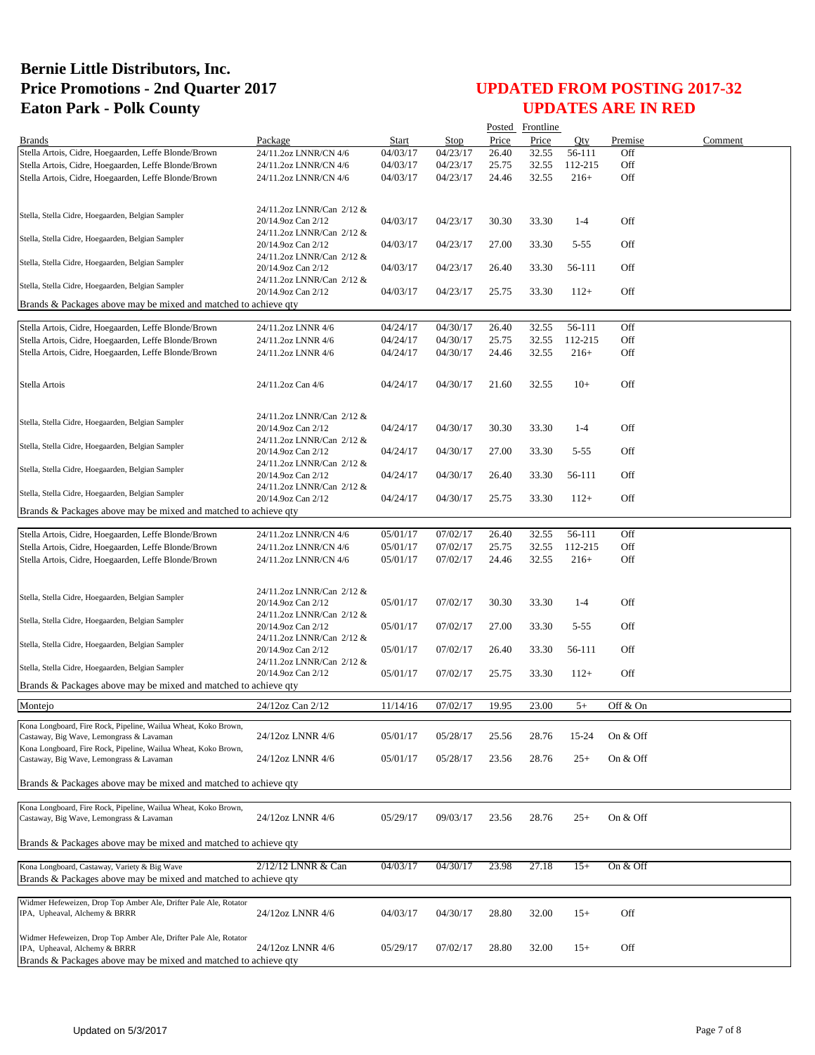# Bernie Little Distributors, Inc.
# Price Promotions - 2nd Quarter 2017
# Eaton Park - Polk County

## UPDATED FROM POSTING 2017-32
## UPDATES ARE IN RED

| Brands | Package | Start | Stop | Posted Price | Frontline Price | Qty | Premise | Comment |
|---|---|---|---|---|---|---|---|---|
| Stella Artois, Cidre, Hoegaarden, Leffe Blonde/Brown | 24/11.2oz LNNR/CN 4/6 | 04/03/17 | 04/23/17 | 26.40 | 32.55 | 56-111 | Off | |
| Stella Artois, Cidre, Hoegaarden, Leffe Blonde/Brown | 24/11.2oz LNNR/CN 4/6 | 04/03/17 | 04/23/17 | 25.75 | 32.55 | 112-215 | Off | |
| Stella Artois, Cidre, Hoegaarden, Leffe Blonde/Brown | 24/11.2oz LNNR/CN 4/6 | 04/03/17 | 04/23/17 | 24.46 | 32.55 | 216+ | Off | |
| Stella, Stella Cidre, Hoegaarden, Belgian Sampler | 24/11.2oz LNNR/Can 2/12 & 20/14.9oz Can 2/12 | 04/03/17 | 04/23/17 | 30.30 | 33.30 | 1-4 | Off | |
| Stella, Stella Cidre, Hoegaarden, Belgian Sampler | 24/11.2oz LNNR/Can 2/12 & 20/14.9oz Can 2/12 | 04/03/17 | 04/23/17 | 27.00 | 33.30 | 5-55 | Off | |
| Stella, Stella Cidre, Hoegaarden, Belgian Sampler | 24/11.2oz LNNR/Can 2/12 & 20/14.9oz Can 2/12 | 04/03/17 | 04/23/17 | 26.40 | 33.30 | 56-111 | Off | |
| Stella, Stella Cidre, Hoegaarden, Belgian Sampler | 24/11.2oz LNNR/Can 2/12 & 20/14.9oz Can 2/12 | 04/03/17 | 04/23/17 | 25.75 | 33.30 | 112+ | Off | |
| Brands & Packages above may be mixed and matched to achieve qty | | | | | | | | |
| Stella Artois, Cidre, Hoegaarden, Leffe Blonde/Brown | 24/11.2oz LNNR 4/6 | 04/24/17 | 04/30/17 | 26.40 | 32.55 | 56-111 | Off | |
| Stella Artois, Cidre, Hoegaarden, Leffe Blonde/Brown | 24/11.2oz LNNR 4/6 | 04/24/17 | 04/30/17 | 25.75 | 32.55 | 112-215 | Off | |
| Stella Artois, Cidre, Hoegaarden, Leffe Blonde/Brown | 24/11.2oz LNNR 4/6 | 04/24/17 | 04/30/17 | 24.46 | 32.55 | 216+ | Off | |
| Stella Artois | 24/11.2oz Can 4/6 | 04/24/17 | 04/30/17 | 21.60 | 32.55 | 10+ | Off | |
| Stella, Stella Cidre, Hoegaarden, Belgian Sampler | 24/11.2oz LNNR/Can 2/12 & 20/14.9oz Can 2/12 | 04/24/17 | 04/30/17 | 30.30 | 33.30 | 1-4 | Off | |
| Stella, Stella Cidre, Hoegaarden, Belgian Sampler | 24/11.2oz LNNR/Can 2/12 & 20/14.9oz Can 2/12 | 04/24/17 | 04/30/17 | 27.00 | 33.30 | 5-55 | Off | |
| Stella, Stella Cidre, Hoegaarden, Belgian Sampler | 24/11.2oz LNNR/Can 2/12 & 20/14.9oz Can 2/12 | 04/24/17 | 04/30/17 | 26.40 | 33.30 | 56-111 | Off | |
| Stella, Stella Cidre, Hoegaarden, Belgian Sampler | 24/11.2oz LNNR/Can 2/12 & 20/14.9oz Can 2/12 | 04/24/17 | 04/30/17 | 25.75 | 33.30 | 112+ | Off | |
| Brands & Packages above may be mixed and matched to achieve qty | | | | | | | | |
| Stella Artois, Cidre, Hoegaarden, Leffe Blonde/Brown | 24/11.2oz LNNR/CN 4/6 | 05/01/17 | 07/02/17 | 26.40 | 32.55 | 56-111 | Off | |
| Stella Artois, Cidre, Hoegaarden, Leffe Blonde/Brown | 24/11.2oz LNNR/CN 4/6 | 05/01/17 | 07/02/17 | 25.75 | 32.55 | 112-215 | Off | |
| Stella Artois, Cidre, Hoegaarden, Leffe Blonde/Brown | 24/11.2oz LNNR/CN 4/6 | 05/01/17 | 07/02/17 | 24.46 | 32.55 | 216+ | Off | |
| Stella, Stella Cidre, Hoegaarden, Belgian Sampler | 24/11.2oz LNNR/Can 2/12 & 20/14.9oz Can 2/12 | 05/01/17 | 07/02/17 | 30.30 | 33.30 | 1-4 | Off | |
| Stella, Stella Cidre, Hoegaarden, Belgian Sampler | 24/11.2oz LNNR/Can 2/12 & 20/14.9oz Can 2/12 | 05/01/17 | 07/02/17 | 27.00 | 33.30 | 5-55 | Off | |
| Stella, Stella Cidre, Hoegaarden, Belgian Sampler | 24/11.2oz LNNR/Can 2/12 & 20/14.9oz Can 2/12 | 05/01/17 | 07/02/17 | 26.40 | 33.30 | 56-111 | Off | |
| Stella, Stella Cidre, Hoegaarden, Belgian Sampler | 24/11.2oz LNNR/Can 2/12 & 20/14.9oz Can 2/12 | 05/01/17 | 07/02/17 | 25.75 | 33.30 | 112+ | Off | |
| Brands & Packages above may be mixed and matched to achieve qty | | | | | | | | |
| Montejo | 24/12oz Can 2/12 | 11/14/16 | 07/02/17 | 19.95 | 23.00 | 5+ | Off & On | |
| Kona Longboard, Fire Rock, Pipeline, Wailua Wheat, Koko Brown, Castaway, Big Wave, Lemongrass & Lavaman | 24/12oz LNNR 4/6 | 05/01/17 | 05/28/17 | 25.56 | 28.76 | 15-24 | On & Off | |
| Kona Longboard, Fire Rock, Pipeline, Wailua Wheat, Koko Brown, Castaway, Big Wave, Lemongrass & Lavaman | 24/12oz LNNR 4/6 | 05/01/17 | 05/28/17 | 23.56 | 28.76 | 25+ | On & Off | |
| Brands & Packages above may be mixed and matched to achieve qty | | | | | | | | |
| Kona Longboard, Fire Rock, Pipeline, Wailua Wheat, Koko Brown, Castaway, Big Wave, Lemongrass & Lavaman | 24/12oz LNNR 4/6 | 05/29/17 | 09/03/17 | 23.56 | 28.76 | 25+ | On & Off | |
| Brands & Packages above may be mixed and matched to achieve qty | | | | | | | | |
| Kona Longboard, Castaway, Variety & Big Wave | 2/12/12 LNNR & Can | 04/03/17 | 04/30/17 | 23.98 | 27.18 | 15+ | On & Off | |
| Brands & Packages above may be mixed and matched to achieve qty | | | | | | | | |
| Widmer Hefeweizen, Drop Top Amber Ale, Drifter Pale Ale, Rotator IPA, Upheaval, Alchemy & BRRR | 24/12oz LNNR 4/6 | 04/03/17 | 04/30/17 | 28.80 | 32.00 | 15+ | Off | |
| Widmer Hefeweizen, Drop Top Amber Ale, Drifter Pale Ale, Rotator IPA, Upheaval, Alchemy & BRRR | 24/12oz LNNR 4/6 | 05/29/17 | 07/02/17 | 28.80 | 32.00 | 15+ | Off | |
| Brands & Packages above may be mixed and matched to achieve qty | | | | | | | | |

Updated on 5/3/2017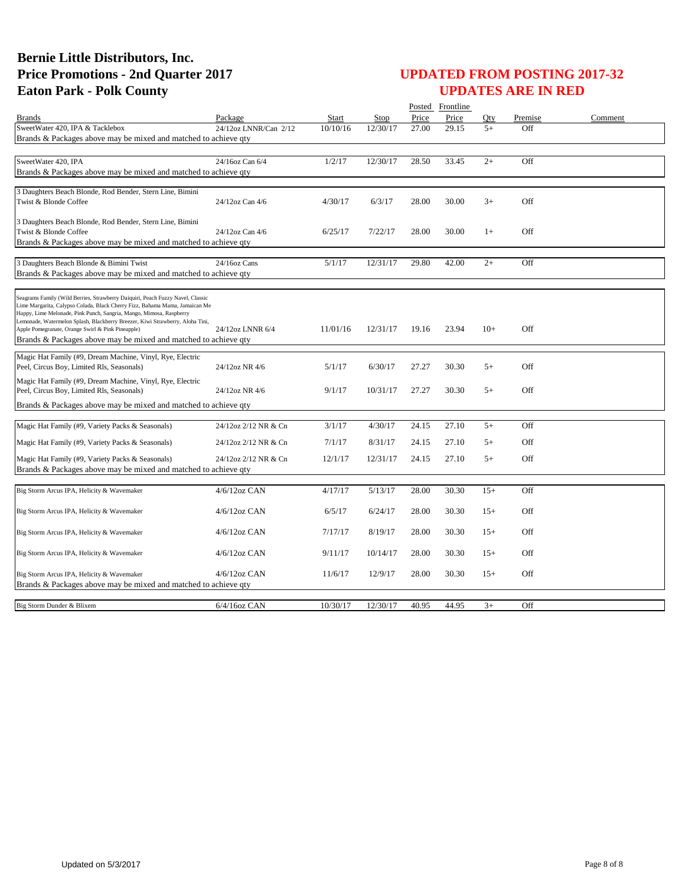# Bernie Little Distributors, Inc.
# Price Promotions - 2nd Quarter 2017
# Eaton Park - Polk County

## UPDATED FROM POSTING 2017-32
## UPDATES ARE IN RED

| Brands | Package | Start | Stop | Posted Price | Frontline Price | Qty | Premise | Comment |
|---|---|---|---|---|---|---|---|---|
| SweetWater 420, IPA & Tacklebox | 24/12oz LNNR/Can 2/12 | 10/10/16 | 12/30/17 | 27.00 | 29.15 | 5+ | Off | |
| Brands & Packages above may be mixed and matched to achieve qty | | | | | | | | |
| SweetWater 420, IPA | 24/16oz Can 6/4 | 1/2/17 | 12/30/17 | 28.50 | 33.45 | 2+ | Off | |
| Brands & Packages above may be mixed and matched to achieve qty | | | | | | | | |
| 3 Daughters Beach Blonde, Rod Bender, Stern Line, Bimini Twist & Blonde Coffee | 24/12oz Can 4/6 | 4/30/17 | 6/3/17 | 28.00 | 30.00 | 3+ | Off | |
| 3 Daughters Beach Blonde, Rod Bender, Stern Line, Bimini Twist & Blonde Coffee | 24/12oz Can 4/6 | 6/25/17 | 7/22/17 | 28.00 | 30.00 | 1+ | Off | |
| Brands & Packages above may be mixed and matched to achieve qty | | | | | | | | |
| 3 Daughters Beach Blonde & Bimini Twist | 24/16oz Cans | 5/1/17 | 12/31/17 | 29.80 | 42.00 | 2+ | Off | |
| Brands & Packages above may be mixed and matched to achieve qty | | | | | | | | |
| Seagrams Family (Wild Berries, Strawberry Daiquiri, Peach Fuzzy Navel, Classic Lime Margarita, Calypso Colada, Black Cherry Fizz, Bahama Mama, Jamaican Me Happy, Lime Melonade, Pink Punch, Sangria, Mango, Mimosa, Raspberry Lemonade, Watermelon Splash, Blackberry Breezer, Kiwi Strawberry, Aloha Tini, Apple Pomegranate, Orange Swirl & Pink Pineapple) | 24/12oz LNNR 6/4 | 11/01/16 | 12/31/17 | 19.16 | 23.94 | 10+ | Off | |
| Brands & Packages above may be mixed and matched to achieve qty | | | | | | | | |
| Magic Hat Family (#9, Dream Machine, Vinyl, Rye, Electric Peel, Circus Boy, Limited Rls, Seasonals) | 24/12oz NR 4/6 | 5/1/17 | 6/30/17 | 27.27 | 30.30 | 5+ | Off | |
| Magic Hat Family (#9, Dream Machine, Vinyl, Rye, Electric Peel, Circus Boy, Limited Rls, Seasonals) | 24/12oz NR 4/6 | 9/1/17 | 10/31/17 | 27.27 | 30.30 | 5+ | Off | |
| Brands & Packages above may be mixed and matched to achieve qty | | | | | | | | |
| Magic Hat Family (#9, Variety Packs & Seasonals) | 24/12oz 2/12 NR & Cn | 3/1/17 | 4/30/17 | 24.15 | 27.10 | 5+ | Off | |
| Magic Hat Family (#9, Variety Packs & Seasonals) | 24/12oz 2/12 NR & Cn | 7/1/17 | 8/31/17 | 24.15 | 27.10 | 5+ | Off | |
| Magic Hat Family (#9, Variety Packs & Seasonals) | 24/12oz 2/12 NR & Cn | 12/1/17 | 12/31/17 | 24.15 | 27.10 | 5+ | Off | |
| Brands & Packages above may be mixed and matched to achieve qty | | | | | | | | |
| Big Storm Arcus IPA, Helicity & Wavemaker | 4/6/12oz CAN | 4/17/17 | 5/13/17 | 28.00 | 30.30 | 15+ | Off | |
| Big Storm Arcus IPA, Helicity & Wavemaker | 4/6/12oz CAN | 6/5/17 | 6/24/17 | 28.00 | 30.30 | 15+ | Off | |
| Big Storm Arcus IPA, Helicity & Wavemaker | 4/6/12oz CAN | 7/17/17 | 8/19/17 | 28.00 | 30.30 | 15+ | Off | |
| Big Storm Arcus IPA, Helicity & Wavemaker | 4/6/12oz CAN | 9/11/17 | 10/14/17 | 28.00 | 30.30 | 15+ | Off | |
| Big Storm Arcus IPA, Helicity & Wavemaker | 4/6/12oz CAN | 11/6/17 | 12/9/17 | 28.00 | 30.30 | 15+ | Off | |
| Brands & Packages above may be mixed and matched to achieve qty | | | | | | | | |
| Big Storm Dunder & Blixem | 6/4/16oz CAN | 10/30/17 | 12/30/17 | 40.95 | 44.95 | 3+ | Off | |

Updated on 5/3/2017